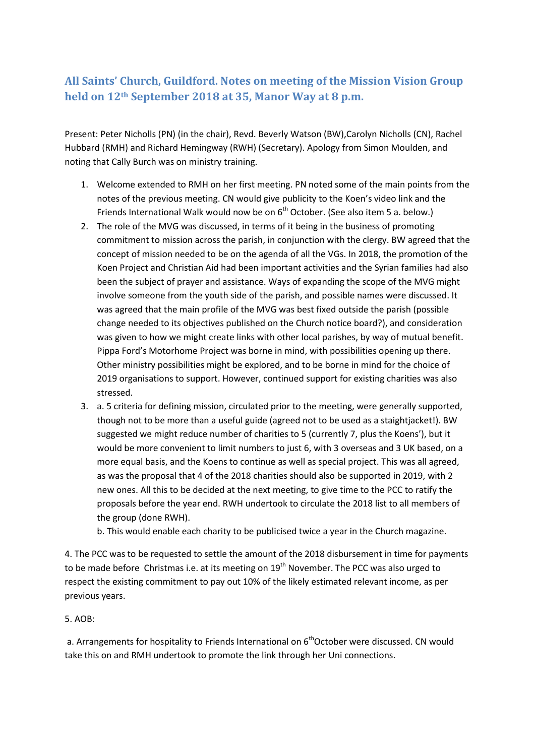# All Saints' Church, Guildford. Notes on meeting of the Mission Vision Group held on 12th September 2018 at 35, Manor Way at 8 p.m.

Present: Peter Nicholls (PN) (in the chair), Revd. Beverly Watson (BW),Carolyn Nicholls (CN), Rachel Hubbard (RMH) and Richard Hemingway (RWH) (Secretary). Apology from Simon Moulden, and noting that Cally Burch was on ministry training.

1. Welcome extended to RMH on her first meeting. PN noted some of the main points from the notes of the previous meeting. CN would give publicity to the Koen's video link and the Friends International Walk would now be on 6th October. (See also item 5 a. below.)
2. The role of the MVG was discussed, in terms of it being in the business of promoting commitment to mission across the parish, in conjunction with the clergy. BW agreed that the concept of mission needed to be on the agenda of all the VGs. In 2018, the promotion of the Koen Project and Christian Aid had been important activities and the Syrian families had also been the subject of prayer and assistance. Ways of expanding the scope of the MVG might involve someone from the youth side of the parish, and possible names were discussed. It was agreed that the main profile of the MVG was best fixed outside the parish (possible change needed to its objectives published on the Church notice board?), and consideration was given to how we might create links with other local parishes, by way of mutual benefit. Pippa Ford's Motorhome Project was borne in mind, with possibilities opening up there. Other ministry possibilities might be explored, and to be borne in mind for the choice of 2019 organisations to support. However, continued support for existing charities was also stressed.
3. a. 5 criteria for defining mission, circulated prior to the meeting, were generally supported, though not to be more than a useful guide (agreed not to be used as a staightjacket!). BW suggested we might reduce number of charities to 5 (currently 7, plus the Koens'), but it would be more convenient to limit numbers to just 6, with 3 overseas and 3 UK based, on a more equal basis, and the Koens to continue as well as special project. This was all agreed, as was the proposal that 4 of the 2018 charities should also be supported in 2019, with 2 new ones. All this to be decided at the next meeting, to give time to the PCC to ratify the proposals before the year end. RWH undertook to circulate the 2018 list to all members of the group (done RWH).

   b. This would enable each charity to be publicised twice a year in the Church magazine.

4. The PCC was to be requested to settle the amount of the 2018 disbursement in time for payments to be made before Christmas i.e. at its meeting on 19th November. The PCC was also urged to respect the existing commitment to pay out 10% of the likely estimated relevant income, as per previous years.

5. AOB:

a. Arrangements for hospitality to Friends International on 6thOctober were discussed. CN would take this on and RMH undertook to promote the link through her Uni connections.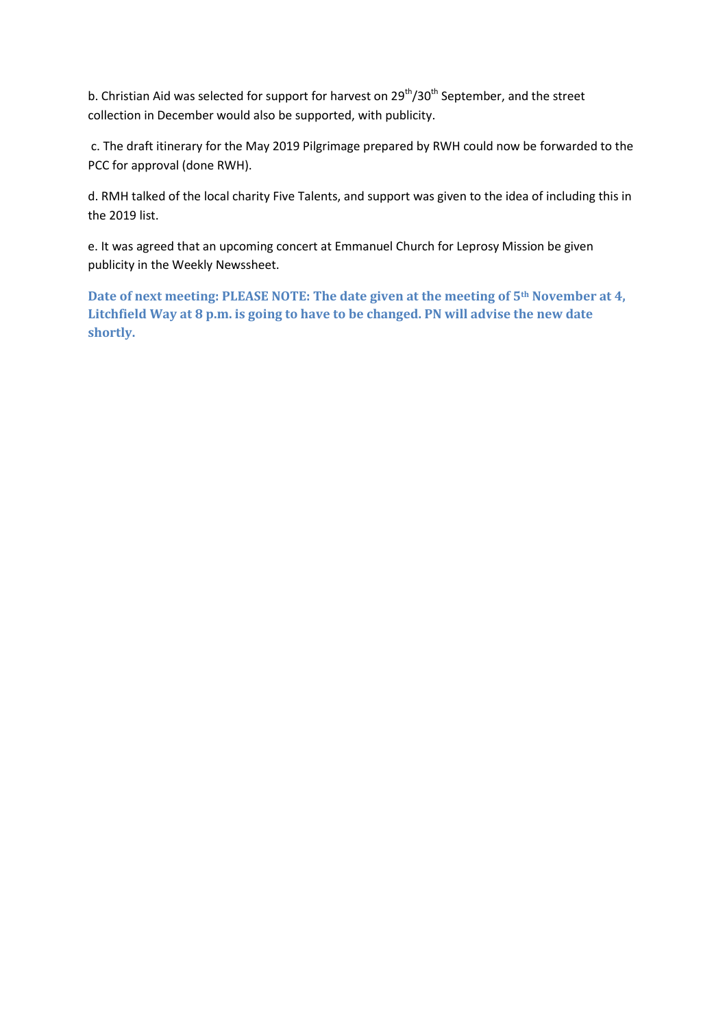b. Christian Aid was selected for support for harvest on 29th/30th September, and the street collection in December would also be supported, with publicity.

c. The draft itinerary for the May 2019 Pilgrimage prepared by RWH could now be forwarded to the PCC for approval (done RWH).

d. RMH talked of the local charity Five Talents, and support was given to the idea of including this in the 2019 list.

e. It was agreed that an upcoming concert at Emmanuel Church for Leprosy Mission be given publicity in the Weekly Newssheet.

**Date of next meeting: PLEASE NOTE: The date given at the meeting of 5th November at 4, Litchfield Way at 8 p.m. is going to have to be changed. PN will advise the new date shortly.**